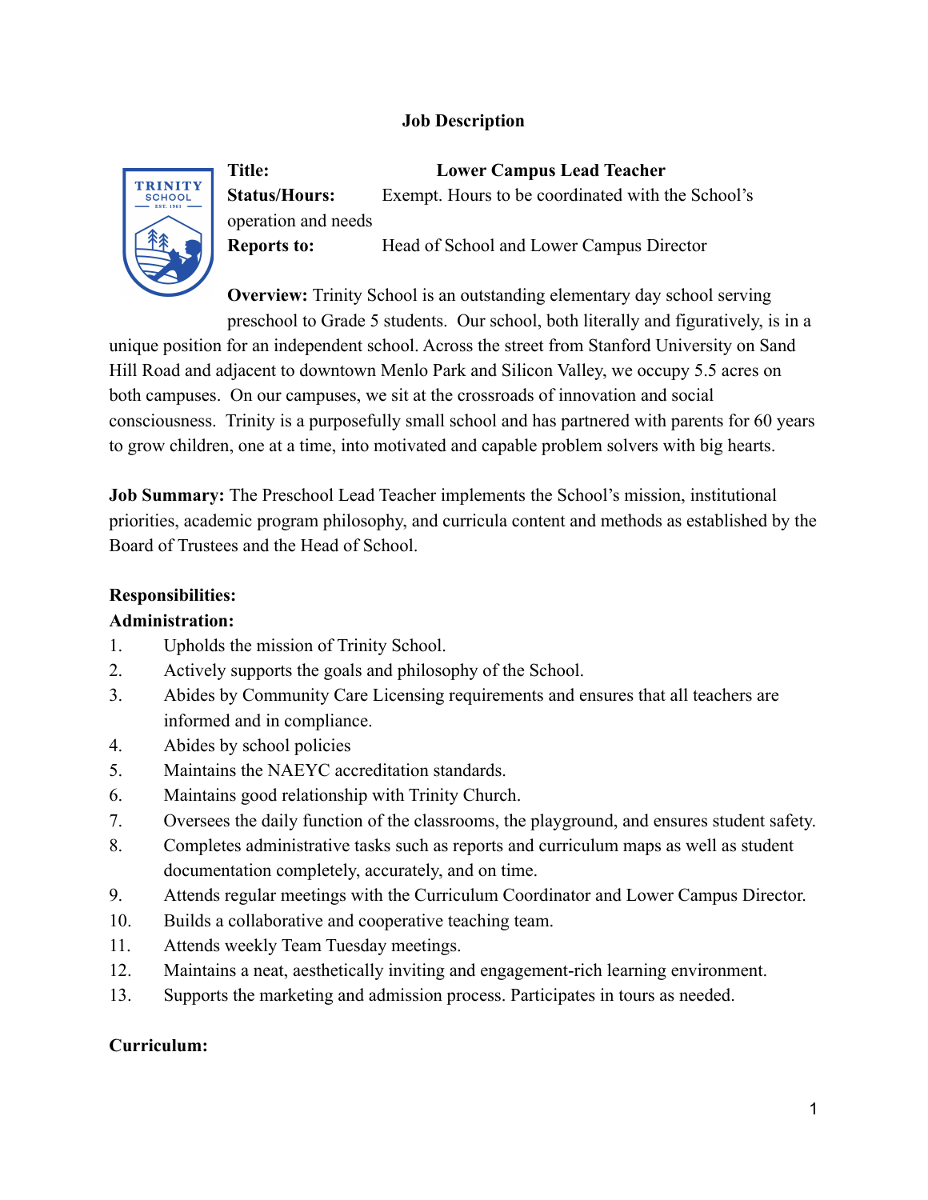# Job Description

**Title:** **Lower Campus Lead Teacher**

**Status/Hours:** Exempt. Hours to be coordinated with the School's operation and needs

**Reports to:** Head of School and Lower Campus Director

**Overview:** Trinity School is an outstanding elementary day school serving preschool to Grade 5 students. Our school, both literally and figuratively, is in a unique position for an independent school. Across the street from Stanford University on Sand Hill Road and adjacent to downtown Menlo Park and Silicon Valley, we occupy 5.5 acres on both campuses. On our campuses, we sit at the crossroads of innovation and social consciousness. Trinity is a purposefully small school and has partnered with parents for 60 years to grow children, one at a time, into motivated and capable problem solvers with big hearts.

**Job Summary:** The Preschool Lead Teacher implements the School's mission, institutional priorities, academic program philosophy, and curricula content and methods as established by the Board of Trustees and the Head of School.

**Responsibilities:**

**Administration:**

1. Upholds the mission of Trinity School.
2. Actively supports the goals and philosophy of the School.
3. Abides by Community Care Licensing requirements and ensures that all teachers are informed and in compliance.
4. Abides by school policies
5. Maintains the NAEYC accreditation standards.
6. Maintains good relationship with Trinity Church.
7. Oversees the daily function of the classrooms, the playground, and ensures student safety.
8. Completes administrative tasks such as reports and curriculum maps as well as student documentation completely, accurately, and on time.
9. Attends regular meetings with the Curriculum Coordinator and Lower Campus Director.
10. Builds a collaborative and cooperative teaching team.
11. Attends weekly Team Tuesday meetings.
12. Maintains a neat, aesthetically inviting and engagement-rich learning environment.
13. Supports the marketing and admission process. Participates in tours as needed.

**Curriculum:**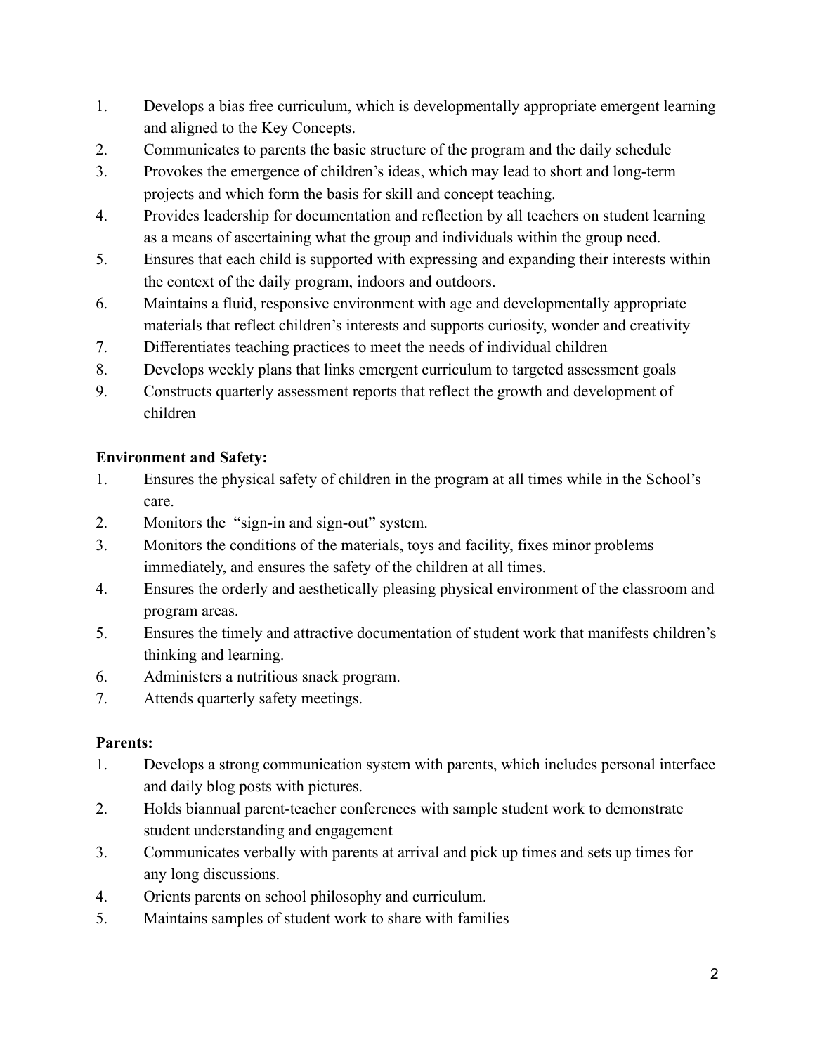1. Develops a bias free curriculum, which is developmentally appropriate emergent learning and aligned to the Key Concepts.
2. Communicates to parents the basic structure of the program and the daily schedule
3. Provokes the emergence of children's ideas, which may lead to short and long-term projects and which form the basis for skill and concept teaching.
4. Provides leadership for documentation and reflection by all teachers on student learning as a means of ascertaining what the group and individuals within the group need.
5. Ensures that each child is supported with expressing and expanding their interests within the context of the daily program, indoors and outdoors.
6. Maintains a fluid, responsive environment with age and developmentally appropriate materials that reflect children's interests and supports curiosity, wonder and creativity
7. Differentiates teaching practices to meet the needs of individual children
8. Develops weekly plans that links emergent curriculum to targeted assessment goals
9. Constructs quarterly assessment reports that reflect the growth and development of children

**Environment and Safety:**

1. Ensures the physical safety of children in the program at all times while in the School's care.
2. Monitors the "sign-in and sign-out" system.
3. Monitors the conditions of the materials, toys and facility, fixes minor problems immediately, and ensures the safety of the children at all times.
4. Ensures the orderly and aesthetically pleasing physical environment of the classroom and program areas.
5. Ensures the timely and attractive documentation of student work that manifests children's thinking and learning.
6. Administers a nutritious snack program.
7. Attends quarterly safety meetings.

**Parents:**

1. Develops a strong communication system with parents, which includes personal interface and daily blog posts with pictures.
2. Holds biannual parent-teacher conferences with sample student work to demonstrate student understanding and engagement
3. Communicates verbally with parents at arrival and pick up times and sets up times for any long discussions.
4. Orients parents on school philosophy and curriculum.
5. Maintains samples of student work to share with families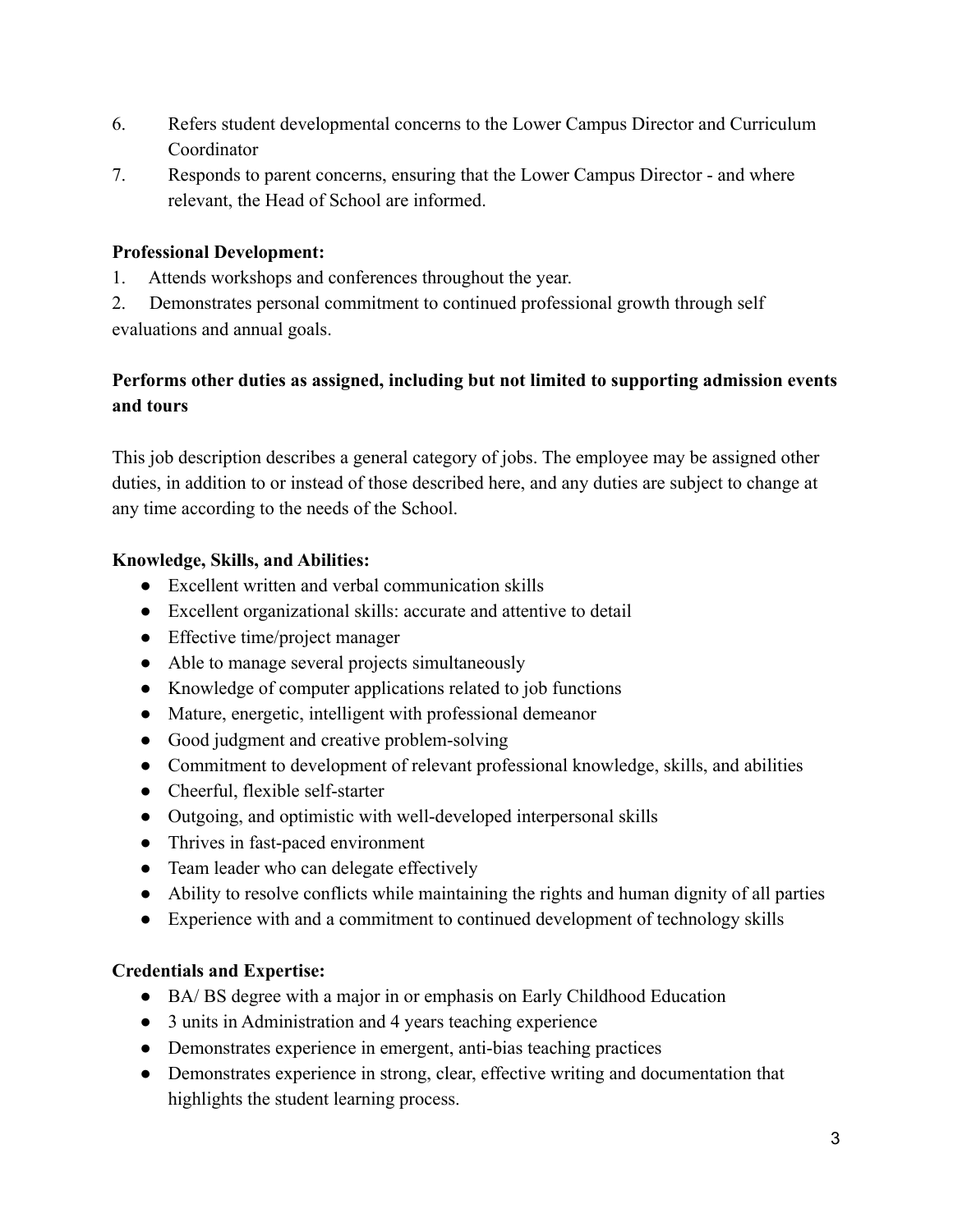6. Refers student developmental concerns to the Lower Campus Director and Curriculum Coordinator
7. Responds to parent concerns, ensuring that the Lower Campus Director - and where relevant, the Head of School are informed.

**Professional Development:**

1. Attends workshops and conferences throughout the year.
2. Demonstrates personal commitment to continued professional growth through self evaluations and annual goals.

**Performs other duties as assigned, including but not limited to supporting admission events and tours**

This job description describes a general category of jobs. The employee may be assigned other duties, in addition to or instead of those described here, and any duties are subject to change at any time according to the needs of the School.

**Knowledge, Skills, and Abilities:**

- Excellent written and verbal communication skills
- Excellent organizational skills: accurate and attentive to detail
- Effective time/project manager
- Able to manage several projects simultaneously
- Knowledge of computer applications related to job functions
- Mature, energetic, intelligent with professional demeanor
- Good judgment and creative problem-solving
- Commitment to development of relevant professional knowledge, skills, and abilities
- Cheerful, flexible self-starter
- Outgoing, and optimistic with well-developed interpersonal skills
- Thrives in fast-paced environment
- Team leader who can delegate effectively
- Ability to resolve conflicts while maintaining the rights and human dignity of all parties
- Experience with and a commitment to continued development of technology skills

**Credentials and Expertise:**

- BA/ BS degree with a major in or emphasis on Early Childhood Education
- 3 units in Administration and 4 years teaching experience
- Demonstrates experience in emergent, anti-bias teaching practices
- Demonstrates experience in strong, clear, effective writing and documentation that highlights the student learning process.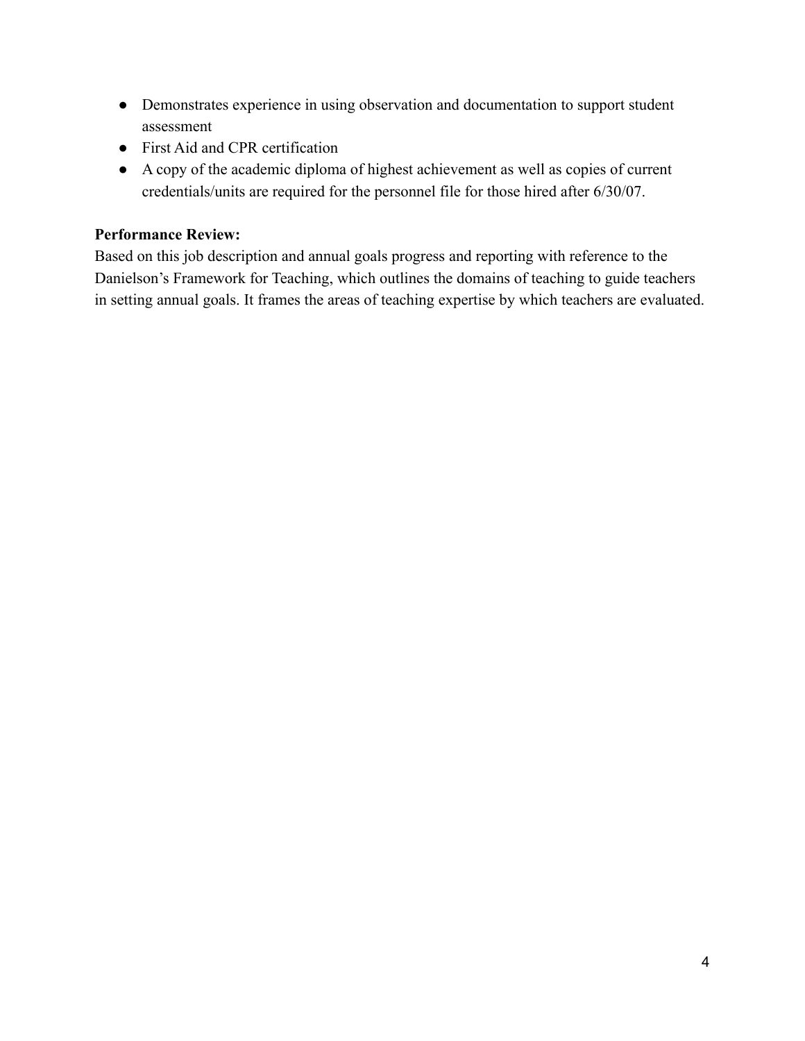- Demonstrates experience in using observation and documentation to support student assessment
- First Aid and CPR certification
- A copy of the academic diploma of highest achievement as well as copies of current credentials/units are required for the personnel file for those hired after 6/30/07.

**Performance Review:**

Based on this job description and annual goals progress and reporting with reference to the Danielson's Framework for Teaching, which outlines the domains of teaching to guide teachers in setting annual goals. It frames the areas of teaching expertise by which teachers are evaluated.